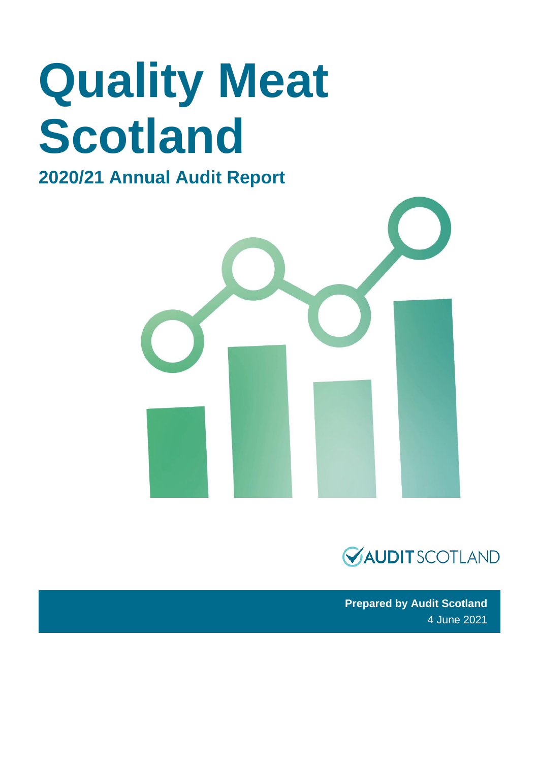# Quality Meat Scotland

## 2020/21 Annual Audit Report

AUDIT SCOTLAND

**Prepared by Audit Scotland**
4 June 2021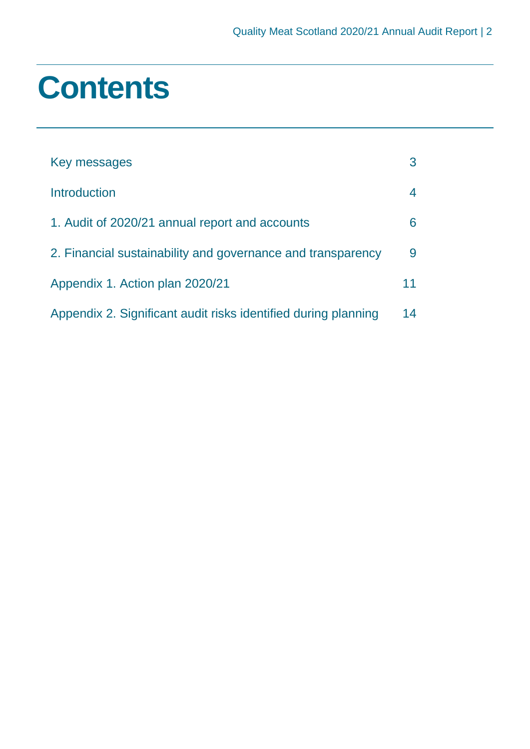# Contents

| | |
|---|---|
| Key messages | 3 |
| Introduction | 4 |
| 1. Audit of 2020/21 annual report and accounts | 6 |
| 2. Financial sustainability and governance and transparency | 9 |
| Appendix 1. Action plan 2020/21 | 11 |
| Appendix 2. Significant audit risks identified during planning | 14 |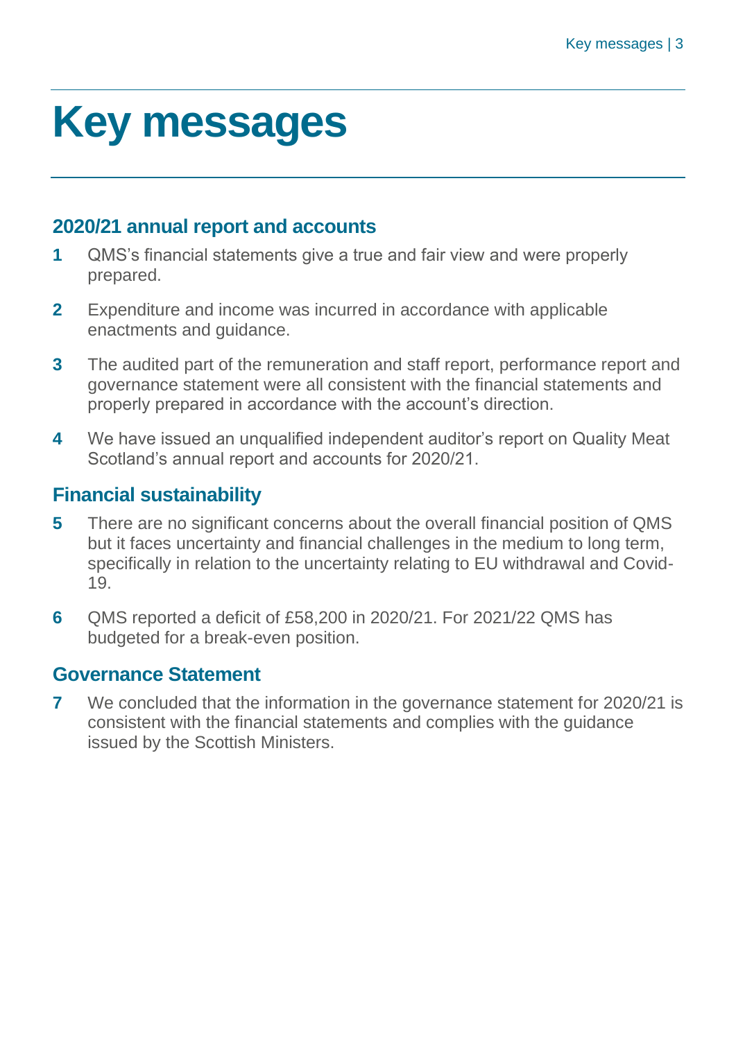# Key messages

## 2020/21 annual report and accounts

1. QMS's financial statements give a true and fair view and were properly prepared.
2. Expenditure and income was incurred in accordance with applicable enactments and guidance.
3. The audited part of the remuneration and staff report, performance report and governance statement were all consistent with the financial statements and properly prepared in accordance with the account's direction.
4. We have issued an unqualified independent auditor's report on Quality Meat Scotland's annual report and accounts for 2020/21.

## Financial sustainability

5. There are no significant concerns about the overall financial position of QMS but it faces uncertainty and financial challenges in the medium to long term, specifically in relation to the uncertainty relating to EU withdrawal and Covid-19.
6. QMS reported a deficit of £58,200 in 2020/21. For 2021/22 QMS has budgeted for a break-even position.

## Governance Statement

7. We concluded that the information in the governance statement for 2020/21 is consistent with the financial statements and complies with the guidance issued by the Scottish Ministers.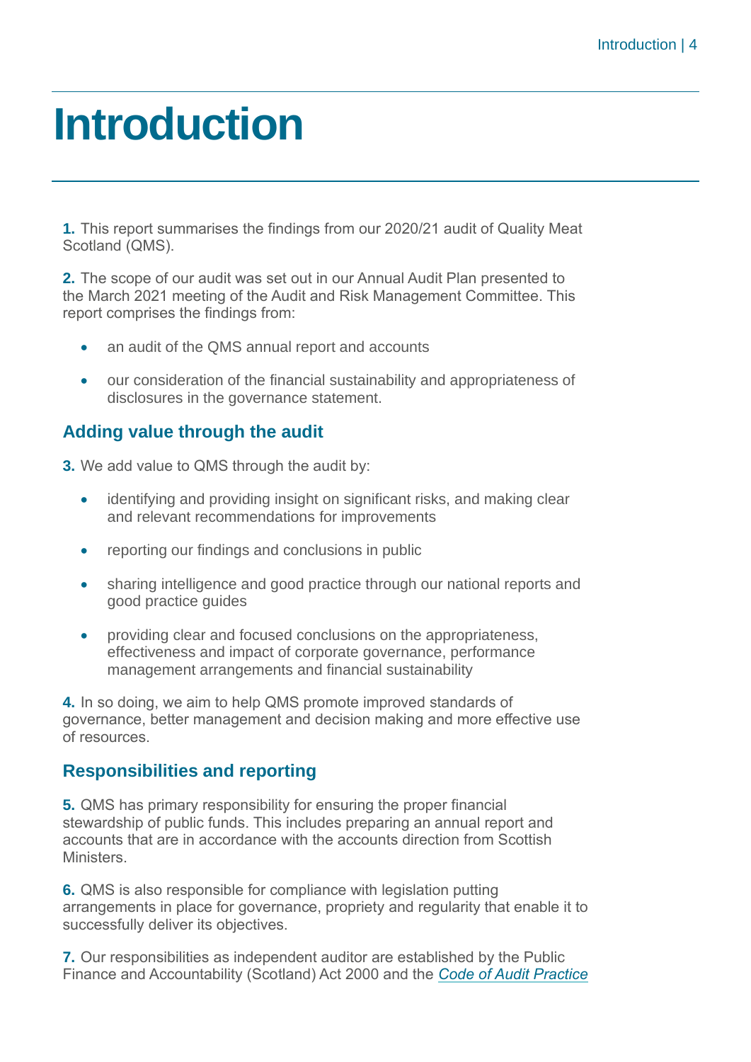# Introduction

**1.** This report summarises the findings from our 2020/21 audit of Quality Meat Scotland (QMS).

**2.** The scope of our audit was set out in our Annual Audit Plan presented to the March 2021 meeting of the Audit and Risk Management Committee. This report comprises the findings from:

- an audit of the QMS annual report and accounts
- our consideration of the financial sustainability and appropriateness of disclosures in the governance statement.

## Adding value through the audit

**3.** We add value to QMS through the audit by:

- identifying and providing insight on significant risks, and making clear and relevant recommendations for improvements
- reporting our findings and conclusions in public
- sharing intelligence and good practice through our national reports and good practice guides
- providing clear and focused conclusions on the appropriateness, effectiveness and impact of corporate governance, performance management arrangements and financial sustainability

**4.** In so doing, we aim to help QMS promote improved standards of governance, better management and decision making and more effective use of resources.

## Responsibilities and reporting

**5.** QMS has primary responsibility for ensuring the proper financial stewardship of public funds. This includes preparing an annual report and accounts that are in accordance with the accounts direction from Scottish Ministers.

**6.** QMS is also responsible for compliance with legislation putting arrangements in place for governance, propriety and regularity that enable it to successfully deliver its objectives.

**7.** Our responsibilities as independent auditor are established by the Public Finance and Accountability (Scotland) Act 2000 and the *Code of Audit Practice*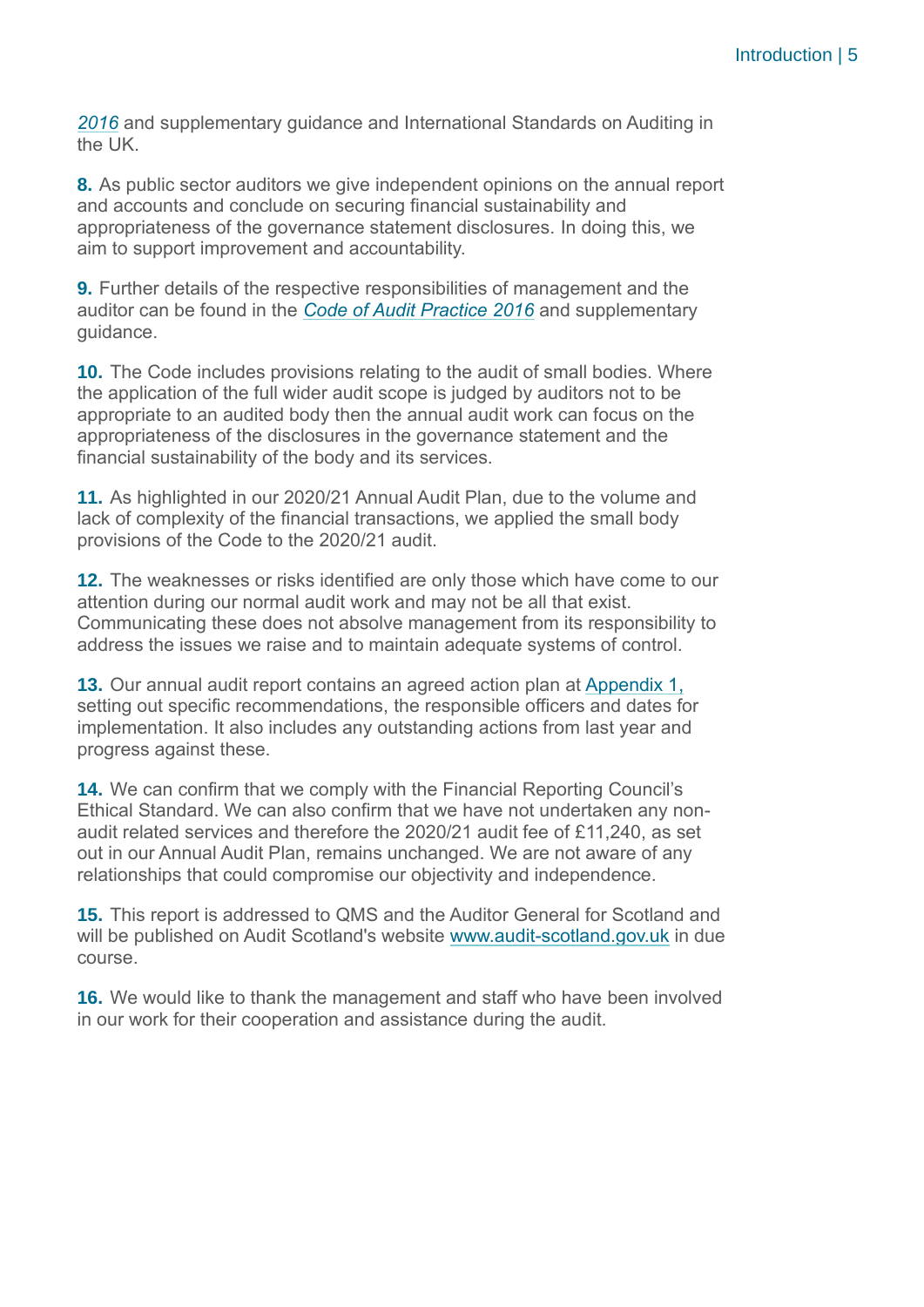*2016* and supplementary guidance and International Standards on Auditing in the UK.

**8.** As public sector auditors we give independent opinions on the annual report and accounts and conclude on securing financial sustainability and appropriateness of the governance statement disclosures. In doing this, we aim to support improvement and accountability.

**9.** Further details of the respective responsibilities of management and the auditor can be found in the *Code of Audit Practice 2016* and supplementary guidance.

**10.** The Code includes provisions relating to the audit of small bodies. Where the application of the full wider audit scope is judged by auditors not to be appropriate to an audited body then the annual audit work can focus on the appropriateness of the disclosures in the governance statement and the financial sustainability of the body and its services.

**11.** As highlighted in our 2020/21 Annual Audit Plan, due to the volume and lack of complexity of the financial transactions, we applied the small body provisions of the Code to the 2020/21 audit.

**12.** The weaknesses or risks identified are only those which have come to our attention during our normal audit work and may not be all that exist. Communicating these does not absolve management from its responsibility to address the issues we raise and to maintain adequate systems of control.

**13.** Our annual audit report contains an agreed action plan at Appendix 1, setting out specific recommendations, the responsible officers and dates for implementation. It also includes any outstanding actions from last year and progress against these.

**14.** We can confirm that we comply with the Financial Reporting Council's Ethical Standard. We can also confirm that we have not undertaken any non-audit related services and therefore the 2020/21 audit fee of £11,240, as set out in our Annual Audit Plan, remains unchanged. We are not aware of any relationships that could compromise our objectivity and independence.

**15.** This report is addressed to QMS and the Auditor General for Scotland and will be published on Audit Scotland's website www.audit-scotland.gov.uk in due course.

**16.** We would like to thank the management and staff who have been involved in our work for their cooperation and assistance during the audit.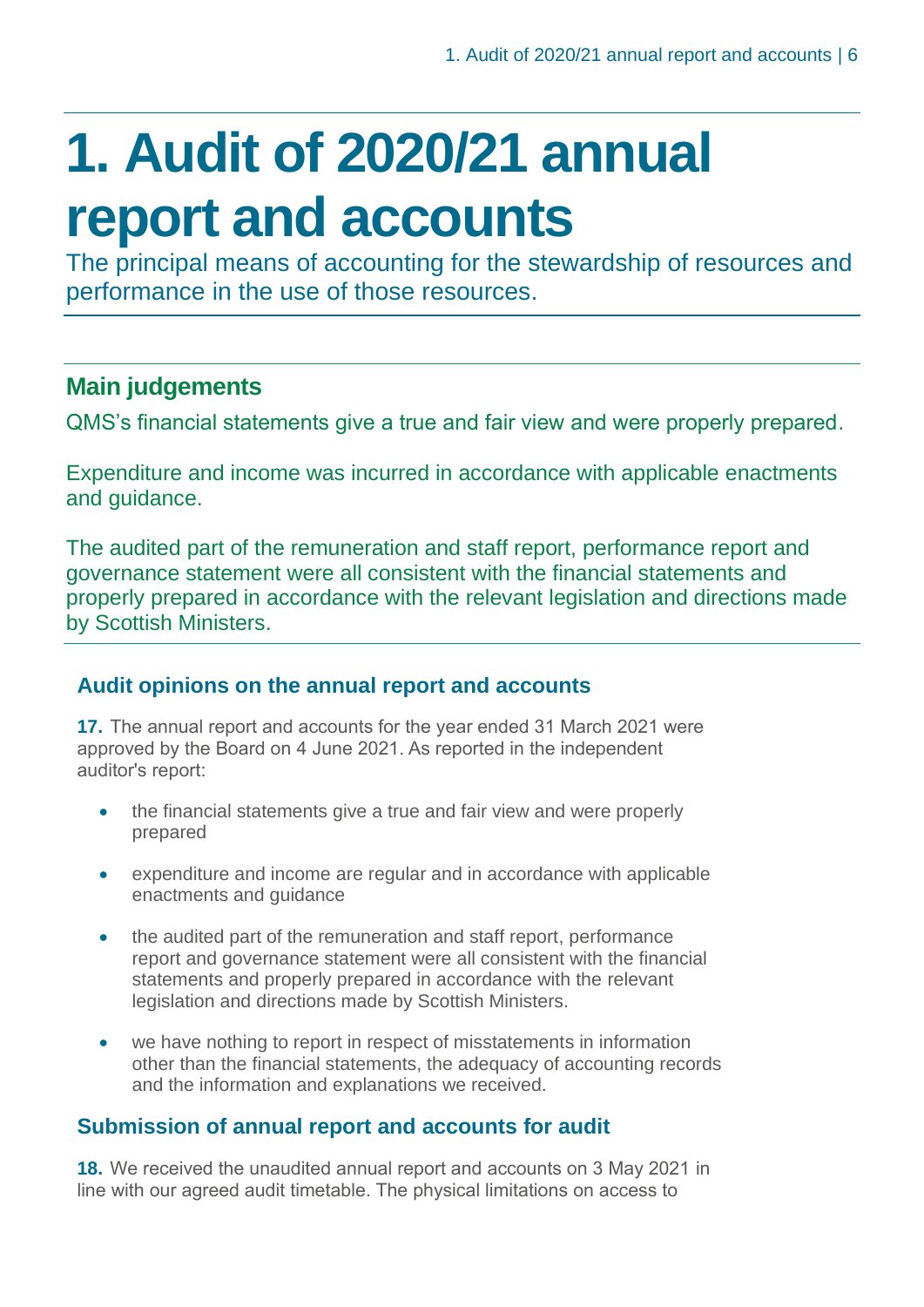# 1. Audit of 2020/21 annual report and accounts

The principal means of accounting for the stewardship of resources and performance in the use of those resources.

## Main judgements

QMS's financial statements give a true and fair view and were properly prepared.

Expenditure and income was incurred in accordance with applicable enactments and guidance.

The audited part of the remuneration and staff report, performance report and governance statement were all consistent with the financial statements and properly prepared in accordance with the relevant legislation and directions made by Scottish Ministers.

### Audit opinions on the annual report and accounts

**17.** The annual report and accounts for the year ended 31 March 2021 were approved by the Board on 4 June 2021. As reported in the independent auditor's report:

- the financial statements give a true and fair view and were properly prepared
- expenditure and income are regular and in accordance with applicable enactments and guidance
- the audited part of the remuneration and staff report, performance report and governance statement were all consistent with the financial statements and properly prepared in accordance with the relevant legislation and directions made by Scottish Ministers.
- we have nothing to report in respect of misstatements in information other than the financial statements, the adequacy of accounting records and the information and explanations we received.

### Submission of annual report and accounts for audit

**18.** We received the unaudited annual report and accounts on 3 May 2021 in line with our agreed audit timetable. The physical limitations on access to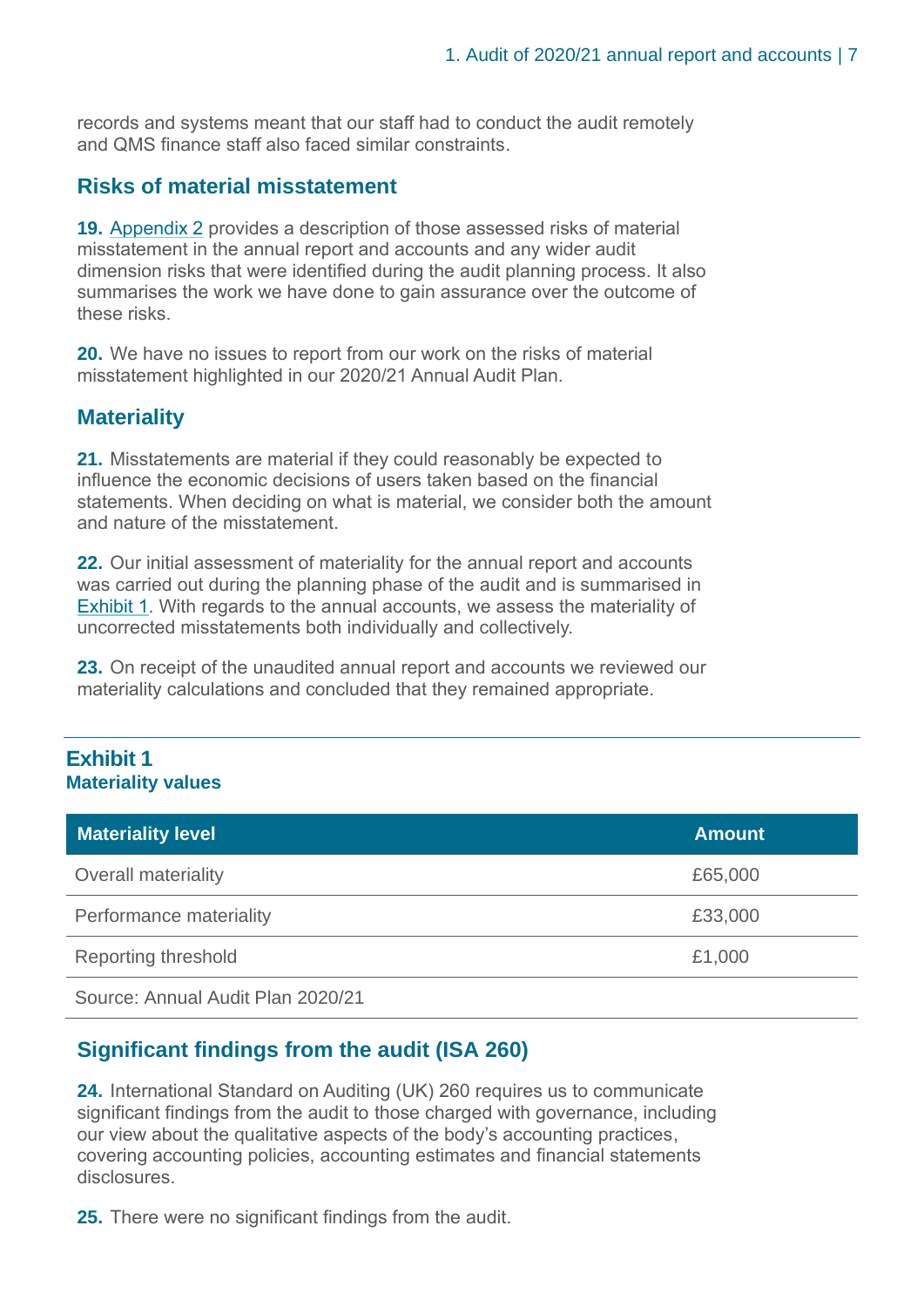records and systems meant that our staff had to conduct the audit remotely and QMS finance staff also faced similar constraints.

## Risks of material misstatement

**19.** Appendix 2 provides a description of those assessed risks of material misstatement in the annual report and accounts and any wider audit dimension risks that were identified during the audit planning process. It also summarises the work we have done to gain assurance over the outcome of these risks.

**20.** We have no issues to report from our work on the risks of material misstatement highlighted in our 2020/21 Annual Audit Plan.

## Materiality

**21.** Misstatements are material if they could reasonably be expected to influence the economic decisions of users taken based on the financial statements. When deciding on what is material, we consider both the amount and nature of the misstatement.

**22.** Our initial assessment of materiality for the annual report and accounts was carried out during the planning phase of the audit and is summarised in Exhibit 1. With regards to the annual accounts, we assess the materiality of uncorrected misstatements both individually and collectively.

**23.** On receipt of the unaudited annual report and accounts we reviewed our materiality calculations and concluded that they remained appropriate.

**Exhibit 1**
**Materiality values**

| Materiality level | Amount |
|---|---|
| Overall materiality | £65,000 |
| Performance materiality | £33,000 |
| Reporting threshold | £1,000 |

Source: Annual Audit Plan 2020/21

## Significant findings from the audit (ISA 260)

**24.** International Standard on Auditing (UK) 260 requires us to communicate significant findings from the audit to those charged with governance, including our view about the qualitative aspects of the body's accounting practices, covering accounting policies, accounting estimates and financial statements disclosures.

**25.** There were no significant findings from the audit.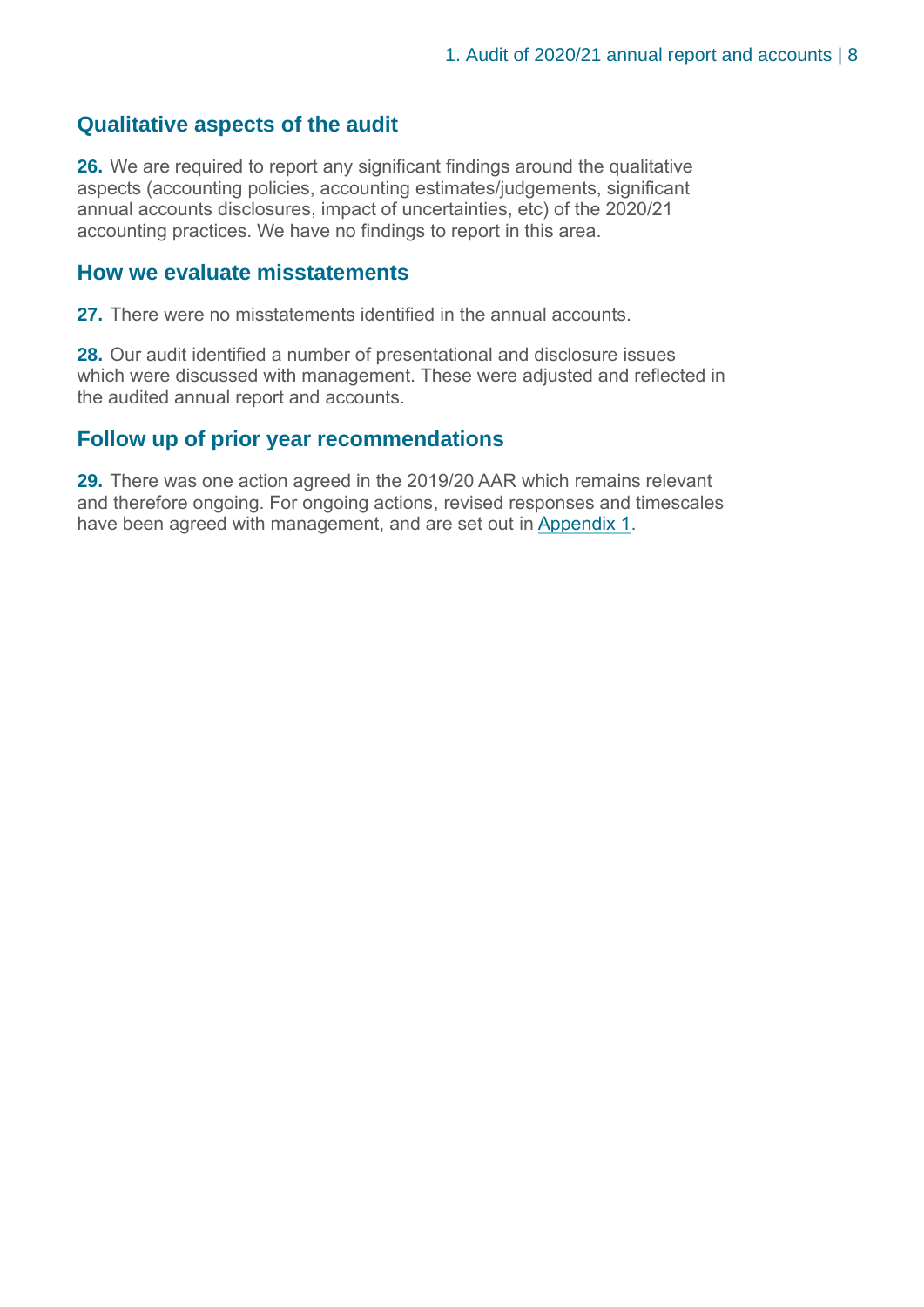## Qualitative aspects of the audit

**26.** We are required to report any significant findings around the qualitative aspects (accounting policies, accounting estimates/judgements, significant annual accounts disclosures, impact of uncertainties, etc) of the 2020/21 accounting practices. We have no findings to report in this area.

## How we evaluate misstatements

**27.** There were no misstatements identified in the annual accounts.

**28.** Our audit identified a number of presentational and disclosure issues which were discussed with management. These were adjusted and reflected in the audited annual report and accounts.

## Follow up of prior year recommendations

**29.** There was one action agreed in the 2019/20 AAR which remains relevant and therefore ongoing. For ongoing actions, revised responses and timescales have been agreed with management, and are set out in Appendix 1.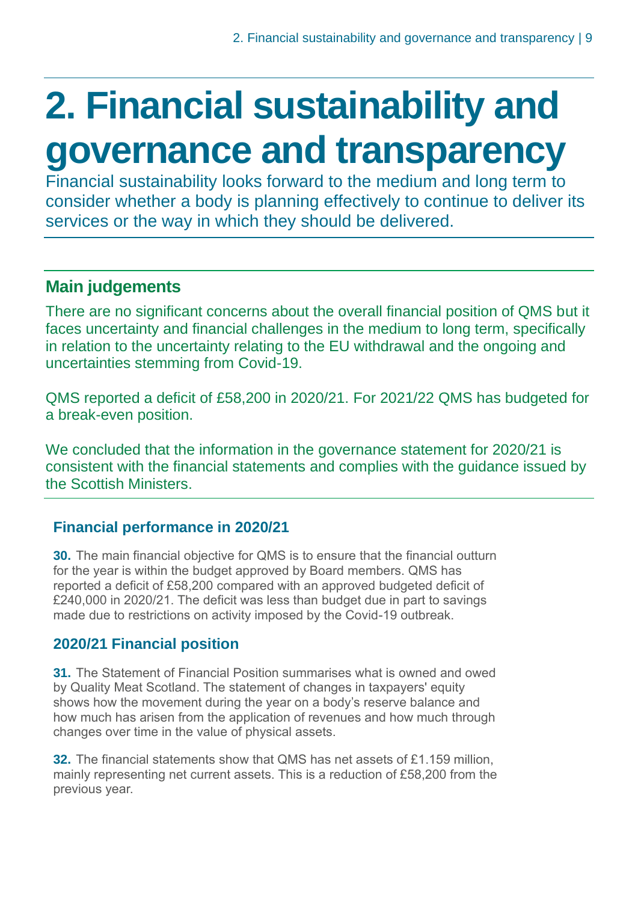# 2. Financial sustainability and governance and transparency

Financial sustainability looks forward to the medium and long term to consider whether a body is planning effectively to continue to deliver its services or the way in which they should be delivered.

## Main judgements

There are no significant concerns about the overall financial position of QMS but it faces uncertainty and financial challenges in the medium to long term, specifically in relation to the uncertainty relating to the EU withdrawal and the ongoing and uncertainties stemming from Covid-19.

QMS reported a deficit of £58,200 in 2020/21. For 2021/22 QMS has budgeted for a break-even position.

We concluded that the information in the governance statement for 2020/21 is consistent with the financial statements and complies with the guidance issued by the Scottish Ministers.

### Financial performance in 2020/21

**30.** The main financial objective for QMS is to ensure that the financial outturn for the year is within the budget approved by Board members. QMS has reported a deficit of £58,200 compared with an approved budgeted deficit of £240,000 in 2020/21. The deficit was less than budget due in part to savings made due to restrictions on activity imposed by the Covid-19 outbreak.

### 2020/21 Financial position

**31.** The Statement of Financial Position summarises what is owned and owed by Quality Meat Scotland. The statement of changes in taxpayers' equity shows how the movement during the year on a body's reserve balance and how much has arisen from the application of revenues and how much through changes over time in the value of physical assets.

**32.** The financial statements show that QMS has net assets of £1.159 million, mainly representing net current assets. This is a reduction of £58,200 from the previous year.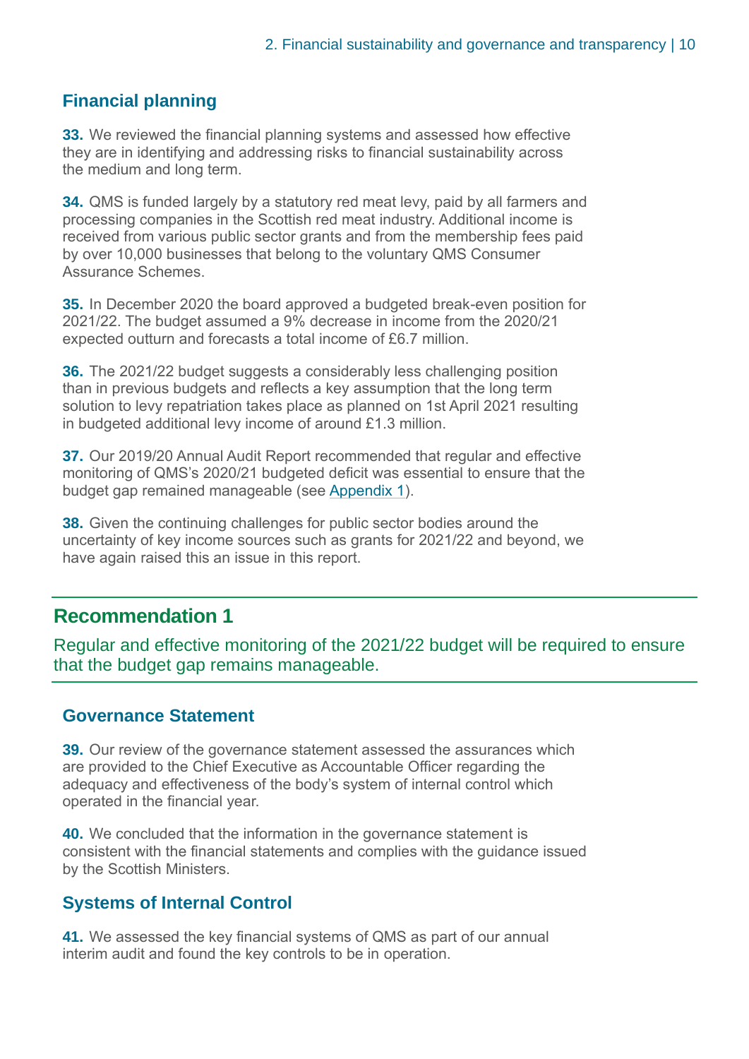## Financial planning

**33.** We reviewed the financial planning systems and assessed how effective they are in identifying and addressing risks to financial sustainability across the medium and long term.

**34.** QMS is funded largely by a statutory red meat levy, paid by all farmers and processing companies in the Scottish red meat industry. Additional income is received from various public sector grants and from the membership fees paid by over 10,000 businesses that belong to the voluntary QMS Consumer Assurance Schemes.

**35.** In December 2020 the board approved a budgeted break-even position for 2021/22. The budget assumed a 9% decrease in income from the 2020/21 expected outturn and forecasts a total income of £6.7 million.

**36.** The 2021/22 budget suggests a considerably less challenging position than in previous budgets and reflects a key assumption that the long term solution to levy repatriation takes place as planned on 1st April 2021 resulting in budgeted additional levy income of around £1.3 million.

**37.** Our 2019/20 Annual Audit Report recommended that regular and effective monitoring of QMS's 2020/21 budgeted deficit was essential to ensure that the budget gap remained manageable (see Appendix 1).

**38.** Given the continuing challenges for public sector bodies around the uncertainty of key income sources such as grants for 2021/22 and beyond, we have again raised this an issue in this report.

## Recommendation 1

Regular and effective monitoring of the 2021/22 budget will be required to ensure that the budget gap remains manageable.

## Governance Statement

**39.** Our review of the governance statement assessed the assurances which are provided to the Chief Executive as Accountable Officer regarding the adequacy and effectiveness of the body's system of internal control which operated in the financial year.

**40.** We concluded that the information in the governance statement is consistent with the financial statements and complies with the guidance issued by the Scottish Ministers.

## Systems of Internal Control

**41.** We assessed the key financial systems of QMS as part of our annual interim audit and found the key controls to be in operation.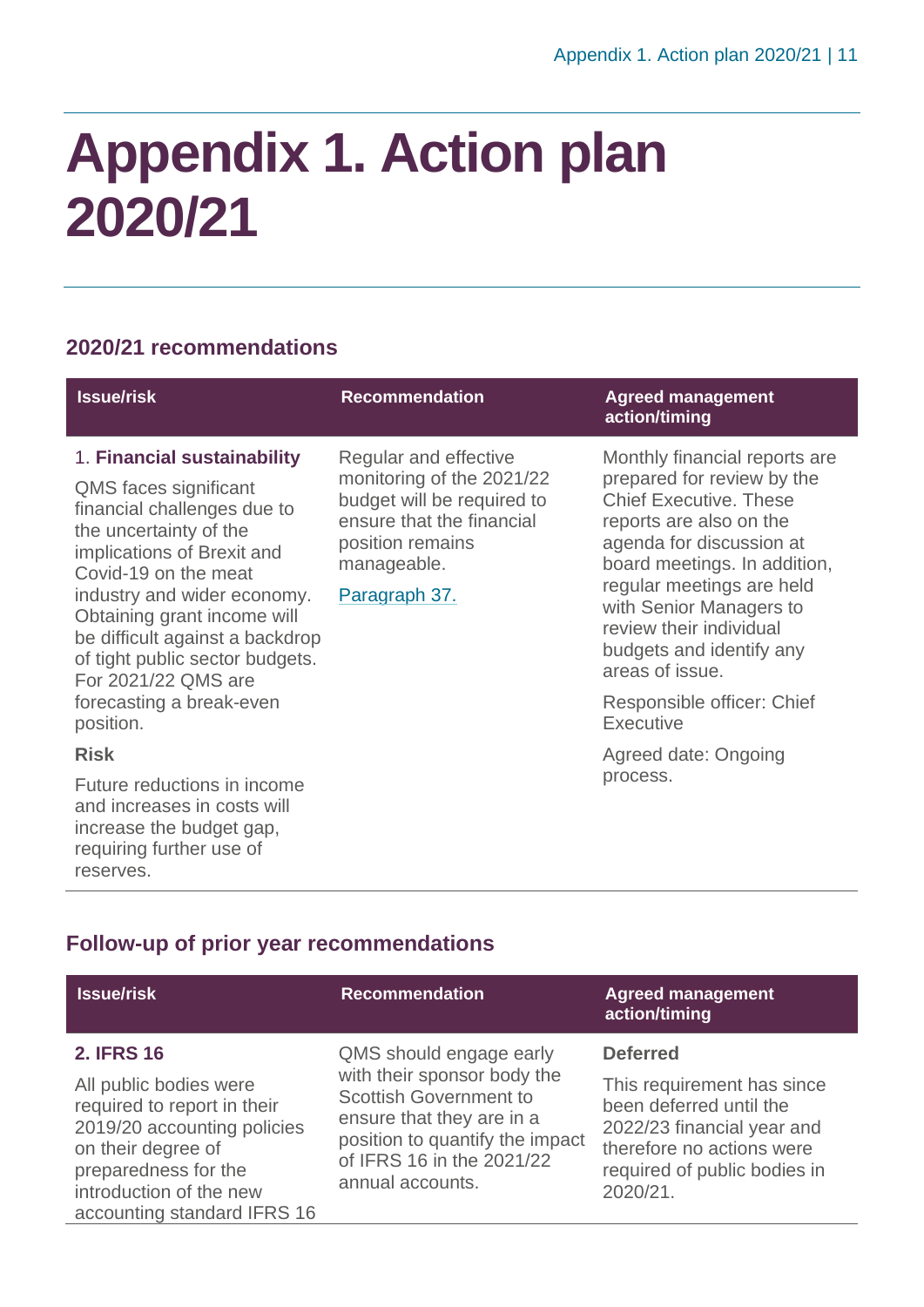# Appendix 1. Action plan 2020/21

## 2020/21 recommendations

| Issue/risk | Recommendation | Agreed management action/timing |
|---|---|---|
| 1. **Financial sustainability**<br><br>QMS faces significant financial challenges due to the uncertainty of the implications of Brexit and Covid-19 on the meat industry and wider economy. Obtaining grant income will be difficult against a backdrop of tight public sector budgets. For 2021/22 QMS are forecasting a break-even position.<br><br>**Risk**<br><br>Future reductions in income and increases in costs will increase the budget gap, requiring further use of reserves. | Regular and effective monitoring of the 2021/22 budget will be required to ensure that the financial position remains manageable.<br><br>Paragraph 37. | Monthly financial reports are prepared for review by the Chief Executive. These reports are also on the agenda for discussion at board meetings. In addition, regular meetings are held with Senior Managers to review their individual budgets and identify any areas of issue.<br><br>Responsible officer: Chief Executive<br><br>Agreed date: Ongoing process. |

## Follow-up of prior year recommendations

| Issue/risk | Recommendation | Agreed management action/timing |
|---|---|---|
| **2. IFRS 16**<br><br>All public bodies were required to report in their 2019/20 accounting policies on their degree of preparedness for the introduction of the new accounting standard IFRS 16 | QMS should engage early with their sponsor body the Scottish Government to ensure that they are in a position to quantify the impact of IFRS 16 in the 2021/22 annual accounts. | **Deferred**<br><br>This requirement has since been deferred until the 2022/23 financial year and therefore no actions were required of public bodies in 2020/21. |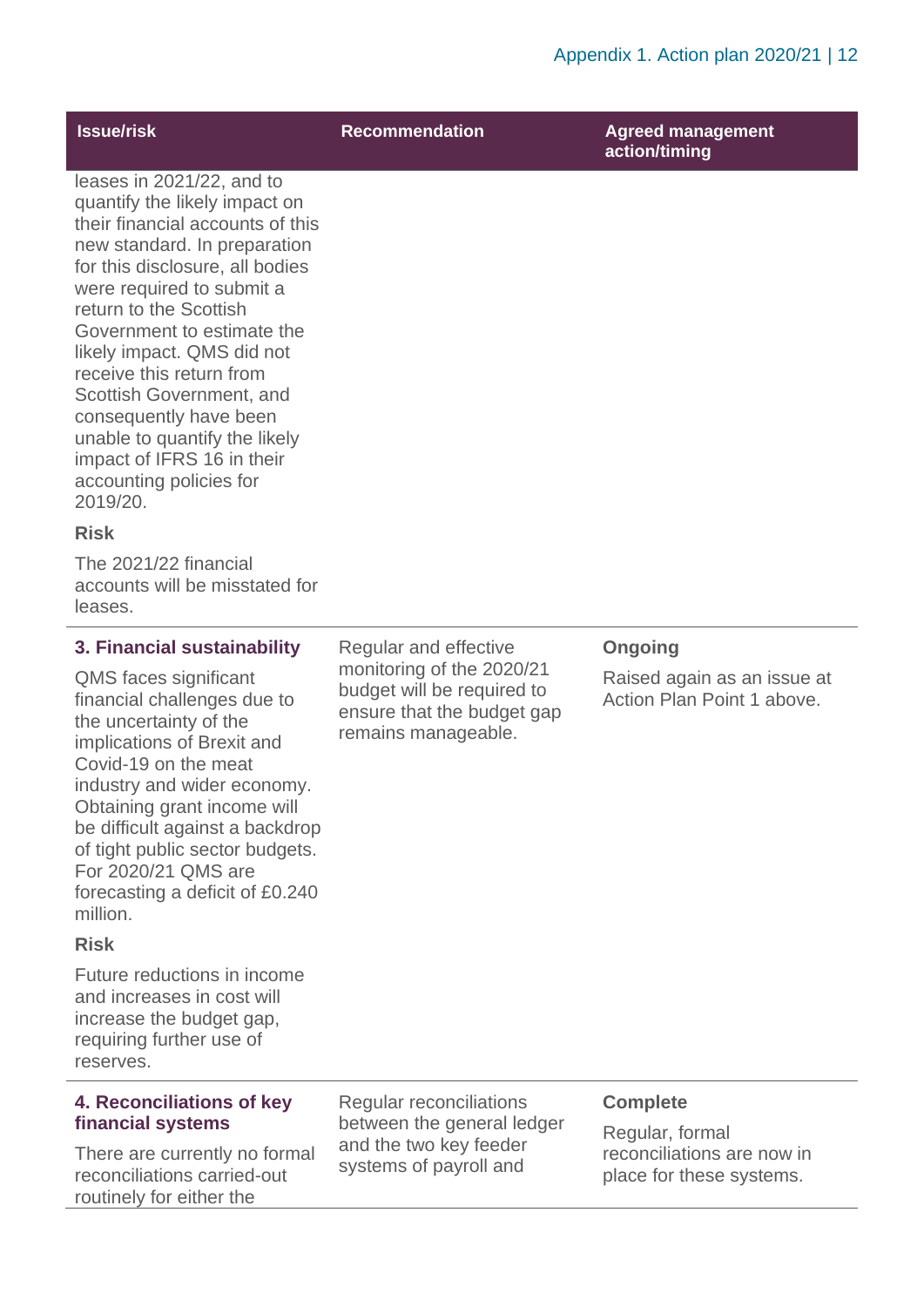| Issue/risk | Recommendation | Agreed management action/timing |
|---|---|---|
| leases in 2021/22, and to quantify the likely impact on their financial accounts of this new standard. In preparation for this disclosure, all bodies were required to submit a return to the Scottish Government to estimate the likely impact. QMS did not receive this return from Scottish Government, and consequently have been unable to quantify the likely impact of IFRS 16 in their accounting policies for 2019/20.<br><br>**Risk**<br><br>The 2021/22 financial accounts will be misstated for leases. | | |
| **3. Financial sustainability**<br><br>QMS faces significant financial challenges due to the uncertainty of the implications of Brexit and Covid-19 on the meat industry and wider economy. Obtaining grant income will be difficult against a backdrop of tight public sector budgets. For 2020/21 QMS are forecasting a deficit of £0.240 million.<br><br>**Risk**<br><br>Future reductions in income and increases in cost will increase the budget gap, requiring further use of reserves. | Regular and effective monitoring of the 2020/21 budget will be required to ensure that the budget gap remains manageable. | **Ongoing**<br><br>Raised again as an issue at Action Plan Point 1 above. |
| **4. Reconciliations of key financial systems**<br><br>There are currently no formal reconciliations carried-out routinely for either the | Regular reconciliations between the general ledger and the two key feeder systems of payroll and | **Complete**<br><br>Regular, formal reconciliations are now in place for these systems. |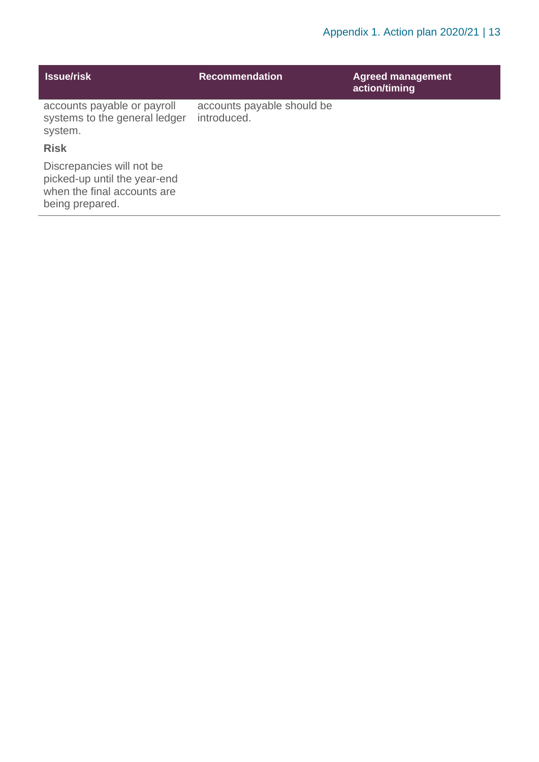| Issue/risk | Recommendation | Agreed management action/timing |
| --- | --- | --- |
| accounts payable or payroll systems to the general ledger system.<br><br>**Risk**<br><br>Discrepancies will not be picked-up until the year-end when the final accounts are being prepared. | accounts payable should be introduced. | |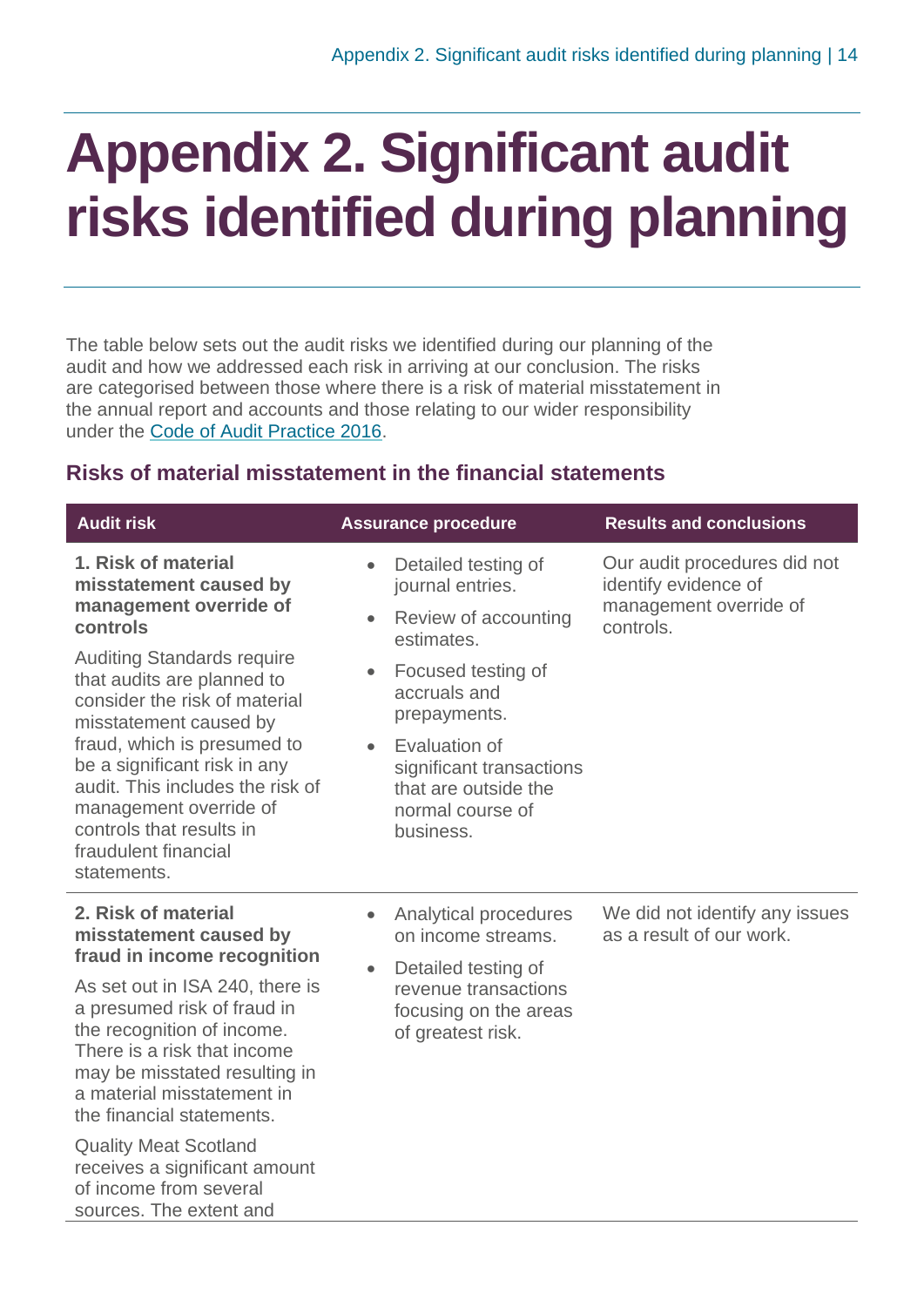# Appendix 2. Significant audit risks identified during planning

The table below sets out the audit risks we identified during our planning of the audit and how we addressed each risk in arriving at our conclusion. The risks are categorised between those where there is a risk of material misstatement in the annual report and accounts and those relating to our wider responsibility under the Code of Audit Practice 2016.

## Risks of material misstatement in the financial statements

| Audit risk | Assurance procedure | Results and conclusions |
|---|---|---|
| **1. Risk of material misstatement caused by management override of controls**<br><br>Auditing Standards require that audits are planned to consider the risk of material misstatement caused by fraud, which is presumed to be a significant risk in any audit. This includes the risk of management override of controls that results in fraudulent financial statements. | • Detailed testing of journal entries.<br>• Review of accounting estimates.<br>• Focused testing of accruals and prepayments.<br>• Evaluation of significant transactions that are outside the normal course of business. | Our audit procedures did not identify evidence of management override of controls. |
| **2. Risk of material misstatement caused by fraud in income recognition**<br><br>As set out in ISA 240, there is a presumed risk of fraud in the recognition of income. There is a risk that income may be misstated resulting in a material misstatement in the financial statements.<br><br>Quality Meat Scotland receives a significant amount of income from several sources. The extent and | • Analytical procedures on income streams.<br>• Detailed testing of revenue transactions focusing on the areas of greatest risk. | We did not identify any issues as a result of our work. |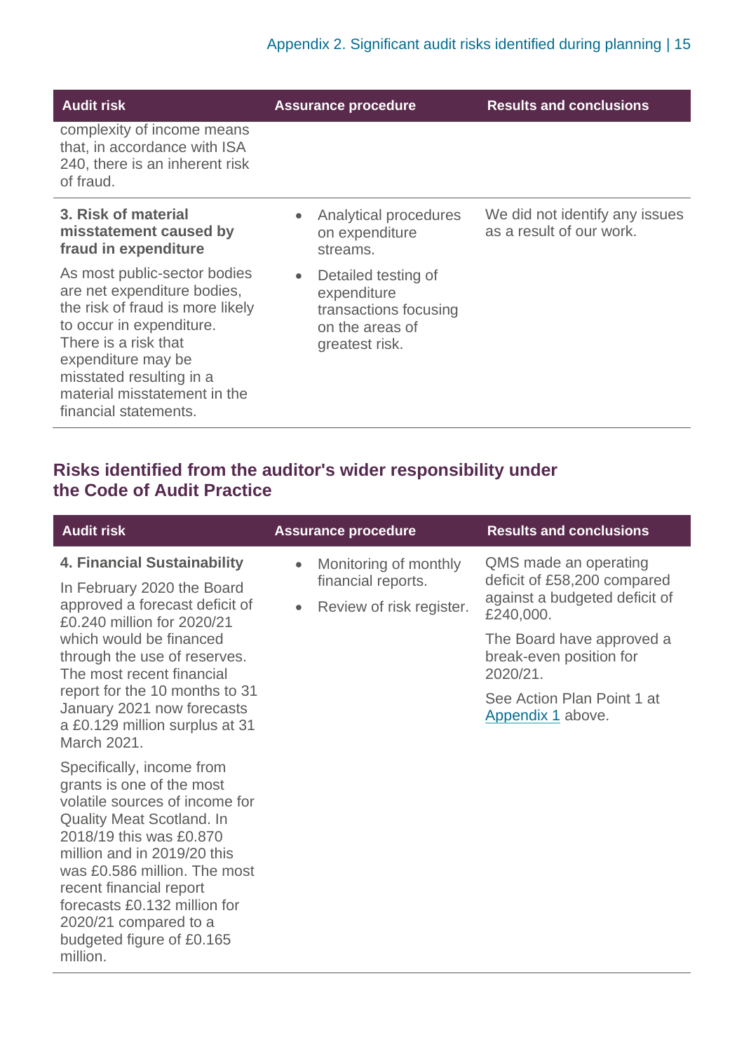| Audit risk | Assurance procedure | Results and conclusions |
|---|---|---|
| complexity of income means that, in accordance with ISA 240, there is an inherent risk of fraud. | | |
| **3. Risk of material misstatement caused by fraud in expenditure**<br><br>As most public-sector bodies are net expenditure bodies, the risk of fraud is more likely to occur in expenditure. There is a risk that expenditure may be misstated resulting in a material misstatement in the financial statements. | • Analytical procedures on expenditure streams.<br>• Detailed testing of expenditure transactions focusing on the areas of greatest risk. | We did not identify any issues as a result of our work. |

## Risks identified from the auditor's wider responsibility under the Code of Audit Practice

| Audit risk | Assurance procedure | Results and conclusions |
|---|---|---|
| **4. Financial Sustainability**<br><br>In February 2020 the Board approved a forecast deficit of £0.240 million for 2020/21 which would be financed through the use of reserves. The most recent financial report for the 10 months to 31 January 2021 now forecasts a £0.129 million surplus at 31 March 2021.<br><br>Specifically, income from grants is one of the most volatile sources of income for Quality Meat Scotland. In 2018/19 this was £0.870 million and in 2019/20 this was £0.586 million. The most recent financial report forecasts £0.132 million for 2020/21 compared to a budgeted figure of £0.165 million. | • Monitoring of monthly financial reports.<br>• Review of risk register. | QMS made an operating deficit of £58,200 compared against a budgeted deficit of £240,000.<br><br>The Board have approved a break-even position for 2020/21.<br><br>See Action Plan Point 1 at Appendix 1 above. |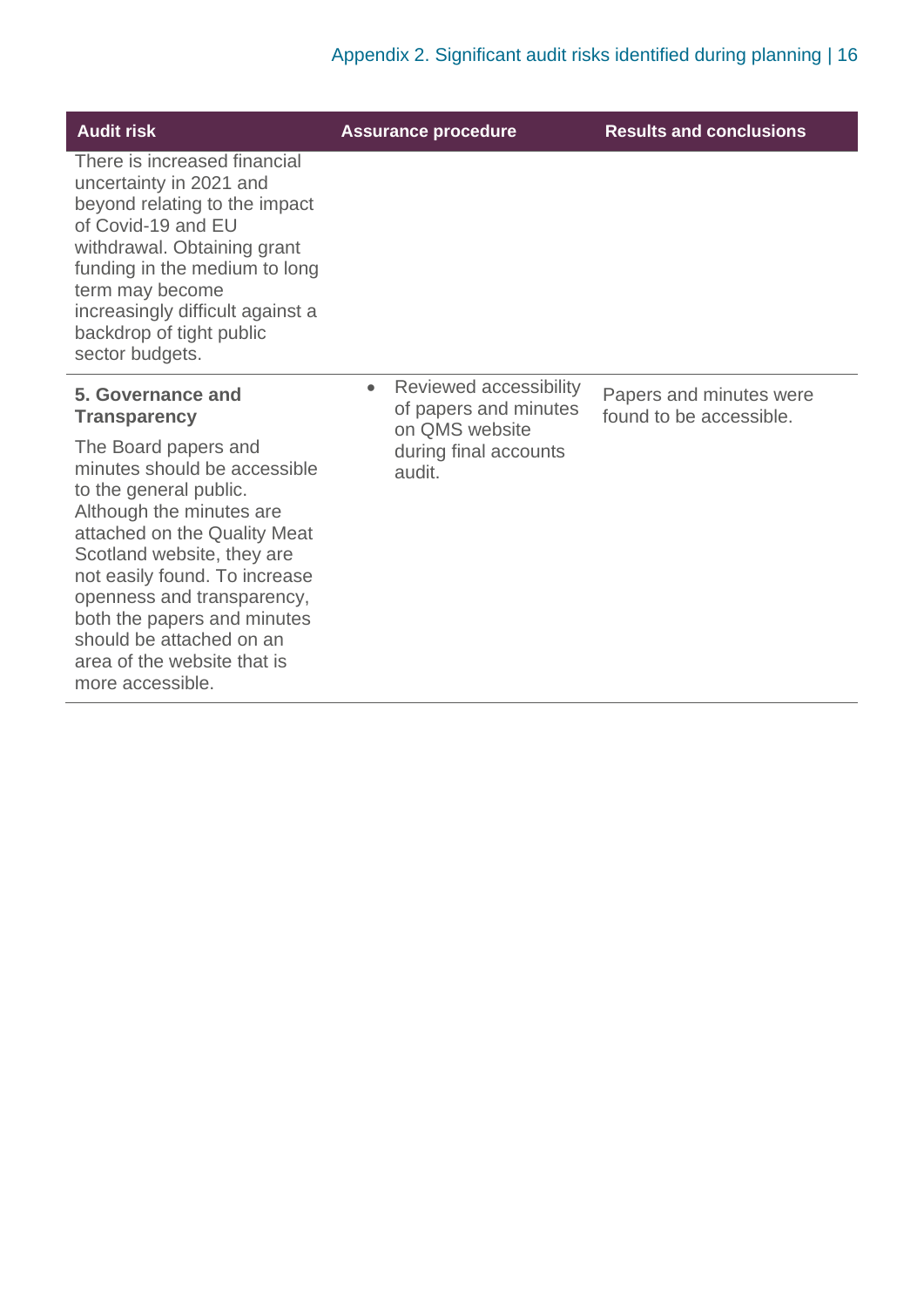| Audit risk | Assurance procedure | Results and conclusions |
| --- | --- | --- |
| There is increased financial uncertainty in 2021 and beyond relating to the impact of Covid-19 and EU withdrawal. Obtaining grant funding in the medium to long term may become increasingly difficult against a backdrop of tight public sector budgets. | | |
| **5. Governance and Transparency**<br><br>The Board papers and minutes should be accessible to the general public. Although the minutes are attached on the Quality Meat Scotland website, they are not easily found. To increase openness and transparency, both the papers and minutes should be attached on an area of the website that is more accessible. | • Reviewed accessibility of papers and minutes on QMS website during final accounts audit. | Papers and minutes were found to be accessible. |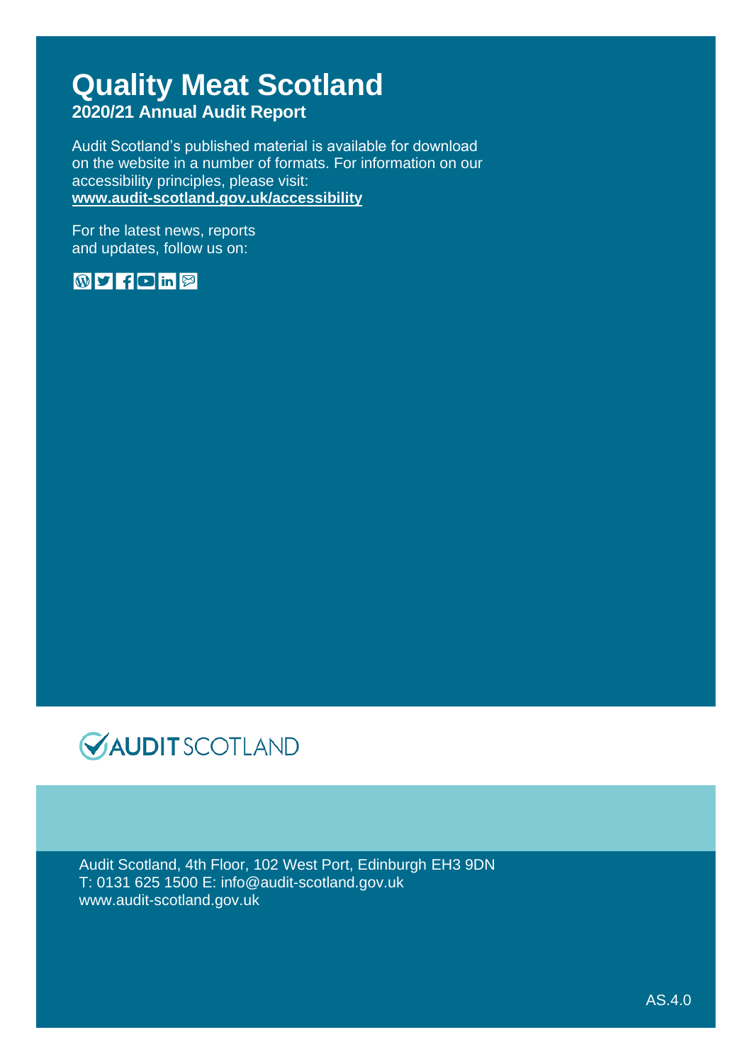# Quality Meat Scotland

## 2020/21 Annual Audit Report

Audit Scotland's published material is available for download on the website in a number of formats. For information on our accessibility principles, please visit:
**www.audit-scotland.gov.uk/accessibility**

For the latest news, reports and updates, follow us on:

AUDIT SCOTLAND

Audit Scotland, 4th Floor, 102 West Port, Edinburgh EH3 9DN
T: 0131 625 1500 E: info@audit-scotland.gov.uk
www.audit-scotland.gov.uk

AS.4.0